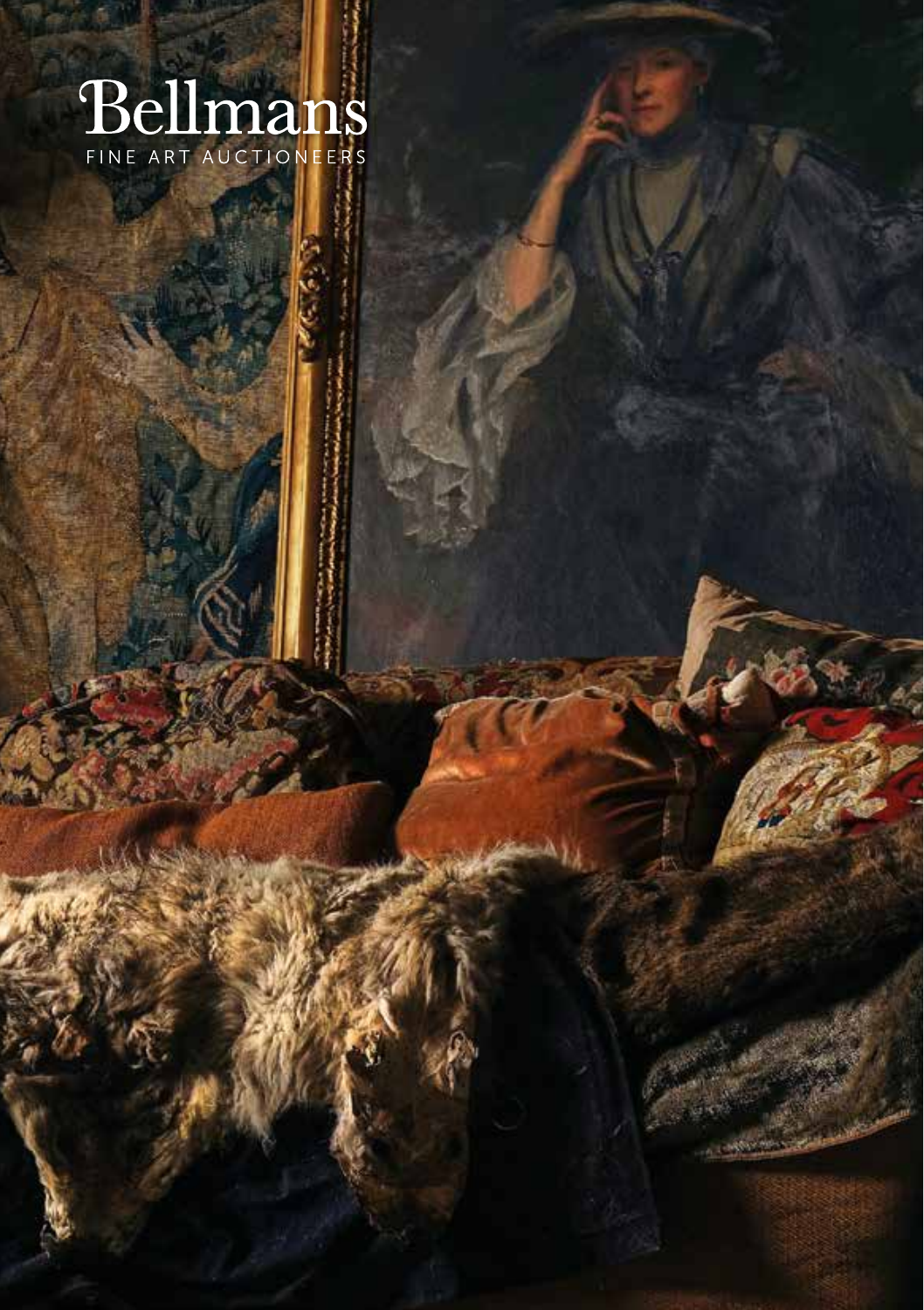# Bellmans

FINE ART AUCTIONEERS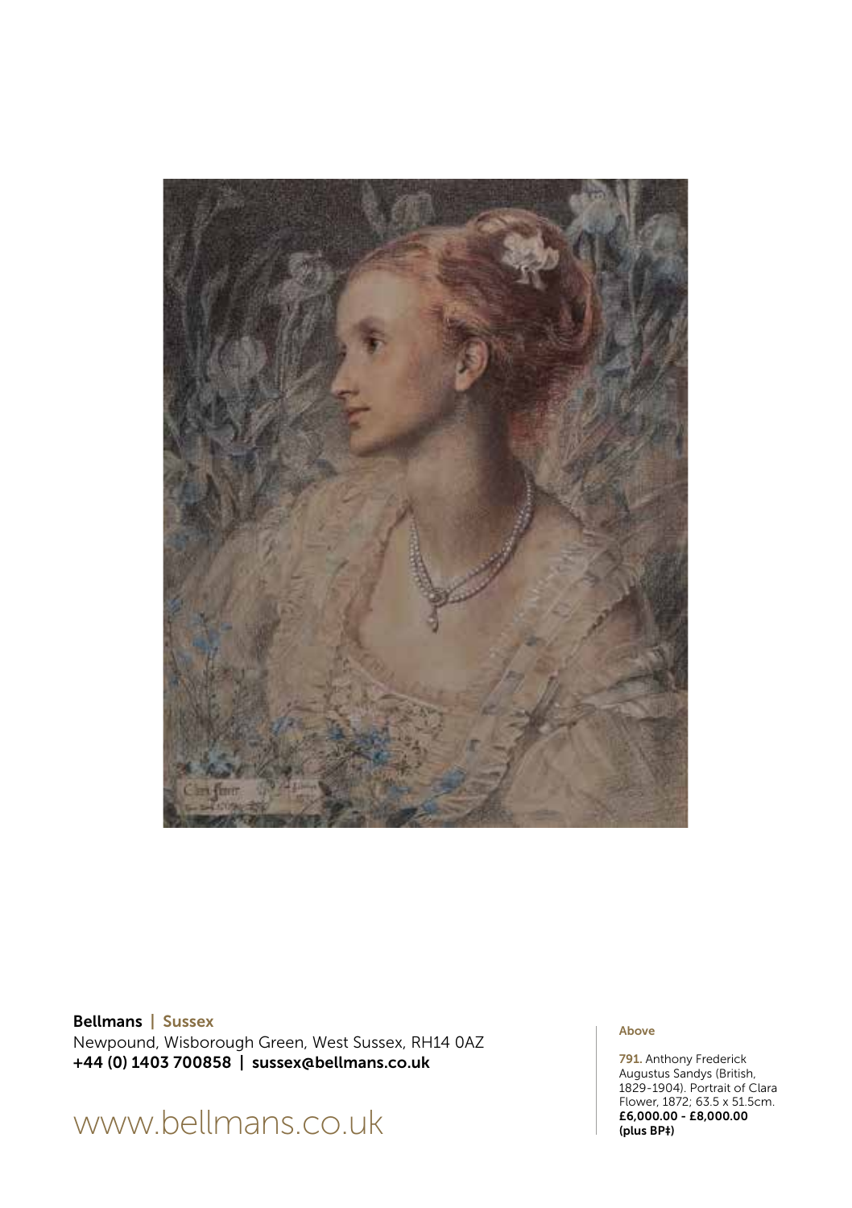**Bellmans** | **Sussex**
Newpound, Wisborough Green, West Sussex, RH14 0AZ
**+44 (0) 1403 700858** | **sussex@bellmans.co.uk**

www.bellmans.co.uk

**Above**

**791.** Anthony Frederick Augustus Sandys (British, 1829-1904). Portrait of Clara Flower, 1872; 63.5 x 51.5cm.
**£6,000.00 - £8,000.00 (plus BP‡)**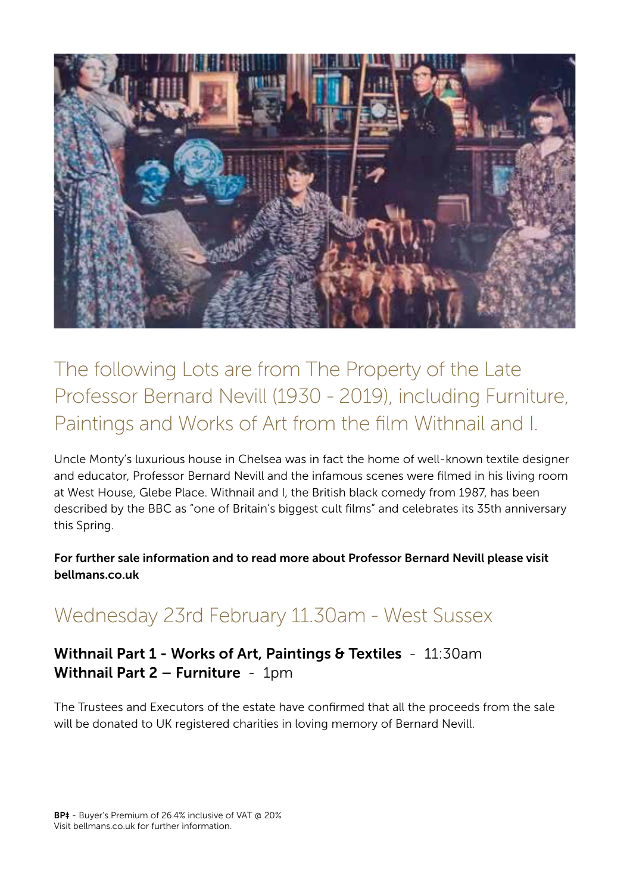## The following Lots are from The Property of the Late Professor Bernard Nevill (1930 - 2019), including Furniture, Paintings and Works of Art from the film Withnail and I.

Uncle Monty's luxurious house in Chelsea was in fact the home of well-known textile designer and educator, Professor Bernard Nevill and the infamous scenes were filmed in his living room at West House, Glebe Place. Withnail and I, the British black comedy from 1987, has been described by the BBC as "one of Britain's biggest cult films" and celebrates its 35th anniversary this Spring.

**For further sale information and to read more about Professor Bernard Nevill please visit bellmans.co.uk**

## Wednesday 23rd February 11.30am - West Sussex

**Withnail Part 1 - Works of Art, Paintings & Textiles** - 11:30am
**Withnail Part 2 – Furniture** - 1pm

The Trustees and Executors of the estate have confirmed that all the proceeds from the sale will be donated to UK registered charities in loving memory of Bernard Nevill.

**BP‡** - Buyer's Premium of 26.4% inclusive of VAT @ 20%
Visit bellmans.co.uk for further information.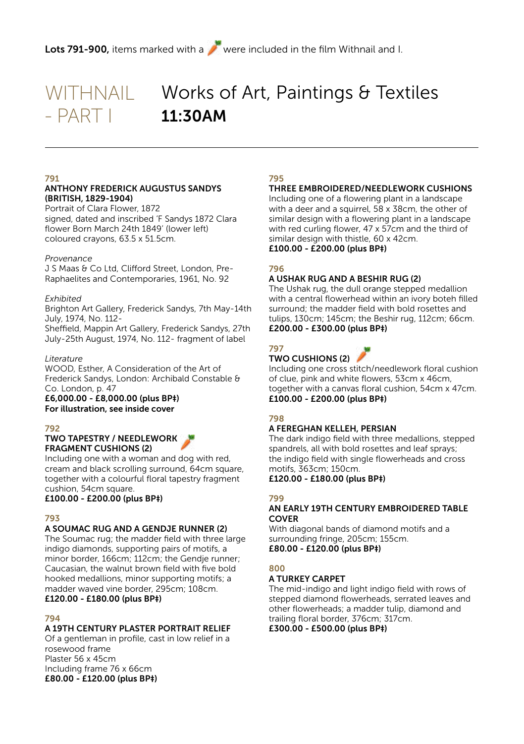**Lots 791-900,** items marked with a 🥕 were included in the film Withnail and I.

# WITHNAIL - PART I

## Works of Art, Paintings & Textiles
## 11:30AM

---

**791**

**ANTHONY FREDERICK AUGUSTUS SANDYS (BRITISH, 1829-1904)**

Portrait of Clara Flower, 1872
signed, dated and inscribed 'F Sandys 1872 Clara flower Born March 24th 1849' (lower left)
coloured crayons, 63.5 x 51.5cm.

*Provenance*
J S Maas & Co Ltd, Clifford Street, London, Pre-Raphaelites and Contemporaries, 1961, No. 92

*Exhibited*
Brighton Art Gallery, Frederick Sandys, 7th May-14th July, 1974, No. 112-
Sheffield, Mappin Art Gallery, Frederick Sandys, 27th July-25th August, 1974, No. 112- fragment of label

*Literature*
WOOD, Esther, A Consideration of the Art of Frederick Sandys, London: Archibald Constable & Co. London, p. 47

**£6,000.00 - £8,000.00 (plus BP‡)**
**For illustration, see inside cover**

**792**

**TWO TAPESTRY / NEEDLEWORK FRAGMENT CUSHIONS (2)** 🥕

Including one with a woman and dog with red, cream and black scrolling surround, 64cm square, together with a colourful floral tapestry fragment cushion, 54cm square.

**£100.00 - £200.00 (plus BP‡)**

**793**

**A SOUMAC RUG AND A GENDJE RUNNER (2)**

The Soumac rug; the madder field with three large indigo diamonds, supporting pairs of motifs, a minor border, 166cm; 112cm; the Gendje runner; Caucasian, the walnut brown field with five bold hooked medallions, minor supporting motifs; a madder waved vine border, 295cm; 108cm.

**£120.00 - £180.00 (plus BP‡)**

**794**

**A 19TH CENTURY PLASTER PORTRAIT RELIEF**

Of a gentleman in profile, cast in low relief in a rosewood frame
Plaster 56 x 45cm
Including frame 76 x 66cm

**£80.00 - £120.00 (plus BP‡)**

**795**

**THREE EMBROIDERED/NEEDLEWORK CUSHIONS**

Including one of a flowering plant in a landscape with a deer and a squirrel, 58 x 38cm, the other of similar design with a flowering plant in a landscape with red curling flower, 47 x 57cm and the third of similar design with thistle, 60 x 42cm.

**£100.00 - £200.00 (plus BP‡)**

**796**

**A USHAK RUG AND A BESHIR RUG (2)**

The Ushak rug, the dull orange stepped medallion with a central flowerhead within an ivory boteh filled surround; the madder field with bold rosettes and tulips, 130cm; 145cm; the Beshir rug, 112cm; 66cm.

**£200.00 - £300.00 (plus BP‡)**

**797**

**TWO CUSHIONS (2)** 🥕

Including one cross stitch/needlework floral cushion of clue, pink and white flowers, 53cm x 46cm, together with a canvas floral cushion, 54cm x 47cm.

**£100.00 - £200.00 (plus BP‡)**

**798**

**A FEREGHAN KELLEH, PERSIAN**

The dark indigo field with three medallions, stepped spandrels, all with bold rosettes and leaf sprays; the indigo field with single flowerheads and cross motifs, 363cm; 150cm.

**£120.00 - £180.00 (plus BP‡)**

**799**

**AN EARLY 19TH CENTURY EMBROIDERED TABLE COVER**

With diagonal bands of diamond motifs and a surrounding fringe, 205cm; 155cm.

**£80.00 - £120.00 (plus BP‡)**

**800**

**A TURKEY CARPET**

The mid-indigo and light indigo field with rows of stepped diamond flowerheads, serrated leaves and other flowerheads; a madder tulip, diamond and trailing floral border, 376cm; 317cm.

**£300.00 - £500.00 (plus BP‡)**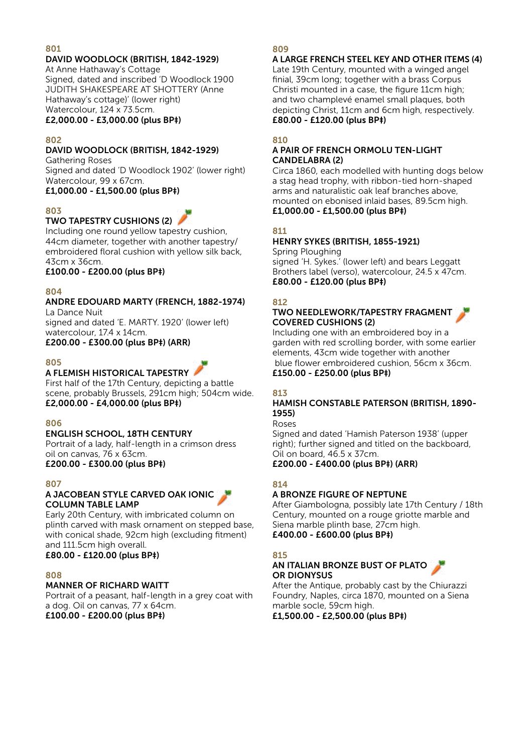801

**DAVID WOODLOCK (BRITISH, 1842-1929)**

At Anne Hathaway's Cottage
Signed, dated and inscribed 'D Woodlock 1900 JUDITH SHAKESPEARE AT SHOTTERY (Anne Hathaway's cottage)' (lower right)
Watercolour, 124 x 73.5cm.

**£2,000.00 - £3,000.00 (plus BP‡)**

802

**DAVID WOODLOCK (BRITISH, 1842-1929)**

Gathering Roses
Signed and dated 'D Woodlock 1902' (lower right)
Watercolour, 99 x 67cm.

**£1,000.00 - £1,500.00 (plus BP‡)**

803

**TWO TAPESTRY CUSHIONS (2)**

Including one round yellow tapestry cushion, 44cm diameter, together with another tapestry/ embroidered floral cushion with yellow silk back, 43cm x 36cm.

**£100.00 - £200.00 (plus BP‡)**

804

**ANDRE EDOUARD MARTY (FRENCH, 1882-1974)**

La Dance Nuit
signed and dated 'E. MARTY. 1920' (lower left)
watercolour, 17.4 x 14cm.

**£200.00 - £300.00 (plus BP‡) (ARR)**

805

**A FLEMISH HISTORICAL TAPESTRY**

First half of the 17th Century, depicting a battle scene, probably Brussels, 291cm high; 504cm wide.

**£2,000.00 - £4,000.00 (plus BP‡)**

806

**ENGLISH SCHOOL, 18TH CENTURY**

Portrait of a lady, half-length in a crimson dress
oil on canvas, 76 x 63cm.

**£200.00 - £300.00 (plus BP‡)**

807

**A JACOBEAN STYLE CARVED OAK IONIC COLUMN TABLE LAMP**

Early 20th Century, with imbricated column on plinth carved with mask ornament on stepped base, with conical shade, 92cm high (excluding fitment) and 111.5cm high overall.

**£80.00 - £120.00 (plus BP‡)**

808

**MANNER OF RICHARD WAITT**

Portrait of a peasant, half-length in a grey coat with a dog. Oil on canvas, 77 x 64cm.

**£100.00 - £200.00 (plus BP‡)**

809

**A LARGE FRENCH STEEL KEY AND OTHER ITEMS (4)**

Late 19th Century, mounted with a winged angel finial, 39cm long; together with a brass Corpus Christi mounted in a case, the figure 11cm high; and two champlevé enamel small plaques, both depicting Christ, 11cm and 6cm high, respectively.

**£80.00 - £120.00 (plus BP‡)**

810

**A PAIR OF FRENCH ORMOLU TEN-LIGHT CANDELABRA (2)**

Circa 1860, each modelled with hunting dogs below a stag head trophy, with ribbon-tied horn-shaped arms and naturalistic oak leaf branches above, mounted on ebonised inlaid bases, 89.5cm high.

**£1,000.00 - £1,500.00 (plus BP‡)**

811

**HENRY SYKES (BRITISH, 1855-1921)**

Spring Ploughing
signed 'H. Sykes.' (lower left) and bears Leggatt Brothers label (verso), watercolour, 24.5 x 47cm.

**£80.00 - £120.00 (plus BP‡)**

812

**TWO NEEDLEWORK/TAPESTRY FRAGMENT COVERED CUSHIONS (2)**

Including one with an embroidered boy in a garden with red scrolling border, with some earlier elements, 43cm wide together with another blue flower embroidered cushion, 56cm x 36cm.

**£150.00 - £250.00 (plus BP‡)**

813

**HAMISH CONSTABLE PATERSON (BRITISH, 1890-1955)**

Roses
Signed and dated 'Hamish Paterson 1938' (upper right); further signed and titled on the backboard, Oil on board, 46.5 x 37cm.

**£200.00 - £400.00 (plus BP‡) (ARR)**

814

**A BRONZE FIGURE OF NEPTUNE**

After Giambologna, possibly late 17th Century / 18th Century, mounted on a rouge griotte marble and Siena marble plinth base, 27cm high.

**£400.00 - £600.00 (plus BP‡)**

815

**AN ITALIAN BRONZE BUST OF PLATO OR DIONYSUS**

After the Antique, probably cast by the Chiurazzi Foundry, Naples, circa 1870, mounted on a Siena marble socle, 59cm high.

**£1,500.00 - £2,500.00 (plus BP‡)**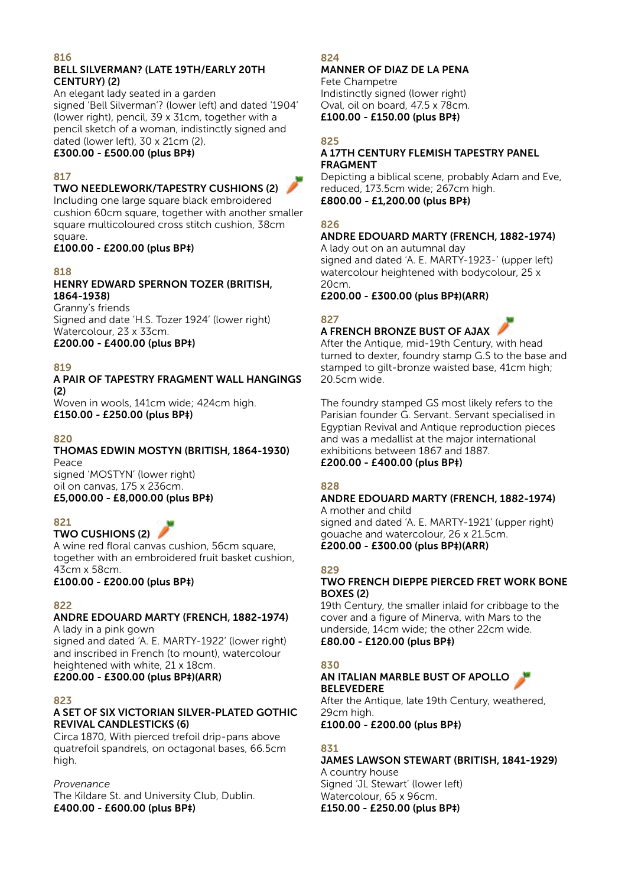**816**

**BELL SILVERMAN? (LATE 19TH/EARLY 20TH CENTURY) (2)**

An elegant lady seated in a garden
signed 'Bell Silverman'? (lower left) and dated '1904' (lower right), pencil, 39 x 31cm, together with a pencil sketch of a woman, indistinctly signed and dated (lower left), 30 x 21cm (2).
**£300.00 - £500.00 (plus BP‡)**

**817**

**TWO NEEDLEWORK/TAPESTRY CUSHIONS (2)**

Including one large square black embroidered cushion 60cm square, together with another smaller square multicoloured cross stitch cushion, 38cm square.
**£100.00 - £200.00 (plus BP‡)**

**818**

**HENRY EDWARD SPERNON TOZER (BRITISH, 1864-1938)**

Granny's friends
Signed and date 'H.S. Tozer 1924' (lower right)
Watercolour, 23 x 33cm.
**£200.00 - £400.00 (plus BP‡)**

**819**

**A PAIR OF TAPESTRY FRAGMENT WALL HANGINGS (2)**

Woven in wools, 141cm wide; 424cm high.
**£150.00 - £250.00 (plus BP‡)**

**820**

**THOMAS EDWIN MOSTYN (BRITISH, 1864-1930)**

Peace
signed 'MOSTYN' (lower right)
oil on canvas, 175 x 236cm.
**£5,000.00 - £8,000.00 (plus BP‡)**

**821**

**TWO CUSHIONS (2)**

A wine red floral canvas cushion, 56cm square, together with an embroidered fruit basket cushion, 43cm x 58cm.
**£100.00 - £200.00 (plus BP‡)**

**822**

**ANDRE EDOUARD MARTY (FRENCH, 1882-1974)**

A lady in a pink gown
signed and dated 'A. E. MARTY-1922' (lower right) and inscribed in French (to mount), watercolour heightened with white, 21 x 18cm.
**£200.00 - £300.00 (plus BP‡)(ARR)**

**823**

**A SET OF SIX VICTORIAN SILVER-PLATED GOTHIC REVIVAL CANDLESTICKS (6)**

Circa 1870, With pierced trefoil drip-pans above quatrefoil spandrels, on octagonal bases, 66.5cm high.

*Provenance*
The Kildare St. and University Club, Dublin.
**£400.00 - £600.00 (plus BP‡)**

**824**

**MANNER OF DIAZ DE LA PENA**

Fete Champetre
Indistinctly signed (lower right)
Oval, oil on board, 47.5 x 78cm.
**£100.00 - £150.00 (plus BP‡)**

**825**

**A 17TH CENTURY FLEMISH TAPESTRY PANEL FRAGMENT**

Depicting a biblical scene, probably Adam and Eve, reduced, 173.5cm wide; 267cm high.
**£800.00 - £1,200.00 (plus BP‡)**

**826**

**ANDRE EDOUARD MARTY (FRENCH, 1882-1974)**

A lady out on an autumnal day
signed and dated 'A. E. MARTY-1923-' (upper left) watercolour heightened with bodycolour, 25 x 20cm.
**£200.00 - £300.00 (plus BP‡)(ARR)**

**827**

**A FRENCH BRONZE BUST OF AJAX**

After the Antique, mid-19th Century, with head turned to dexter, foundry stamp G.S to the base and stamped to gilt-bronze waisted base, 41cm high; 20.5cm wide.

The foundry stamped GS most likely refers to the Parisian founder G. Servant. Servant specialised in Egyptian Revival and Antique reproduction pieces and was a medallist at the major international exhibitions between 1867 and 1887.
**£200.00 - £400.00 (plus BP‡)**

**828**

**ANDRE EDOUARD MARTY (FRENCH, 1882-1974)**

A mother and child
signed and dated 'A. E. MARTY-1921' (upper right) gouache and watercolour, 26 x 21.5cm.
**£200.00 - £300.00 (plus BP‡)(ARR)**

**829**

**TWO FRENCH DIEPPE PIERCED FRET WORK BONE BOXES (2)**

19th Century, the smaller inlaid for cribbage to the cover and a figure of Minerva, with Mars to the underside, 14cm wide; the other 22cm wide.
**£80.00 - £120.00 (plus BP‡)**

**830**

**AN ITALIAN MARBLE BUST OF APOLLO BELEVEDERE**

After the Antique, late 19th Century, weathered, 29cm high.
**£100.00 - £200.00 (plus BP‡)**

**831**

**JAMES LAWSON STEWART (BRITISH, 1841-1929)**

A country house
Signed 'JL Stewart' (lower left)
Watercolour, 65 x 96cm.
**£150.00 - £250.00 (plus BP‡)**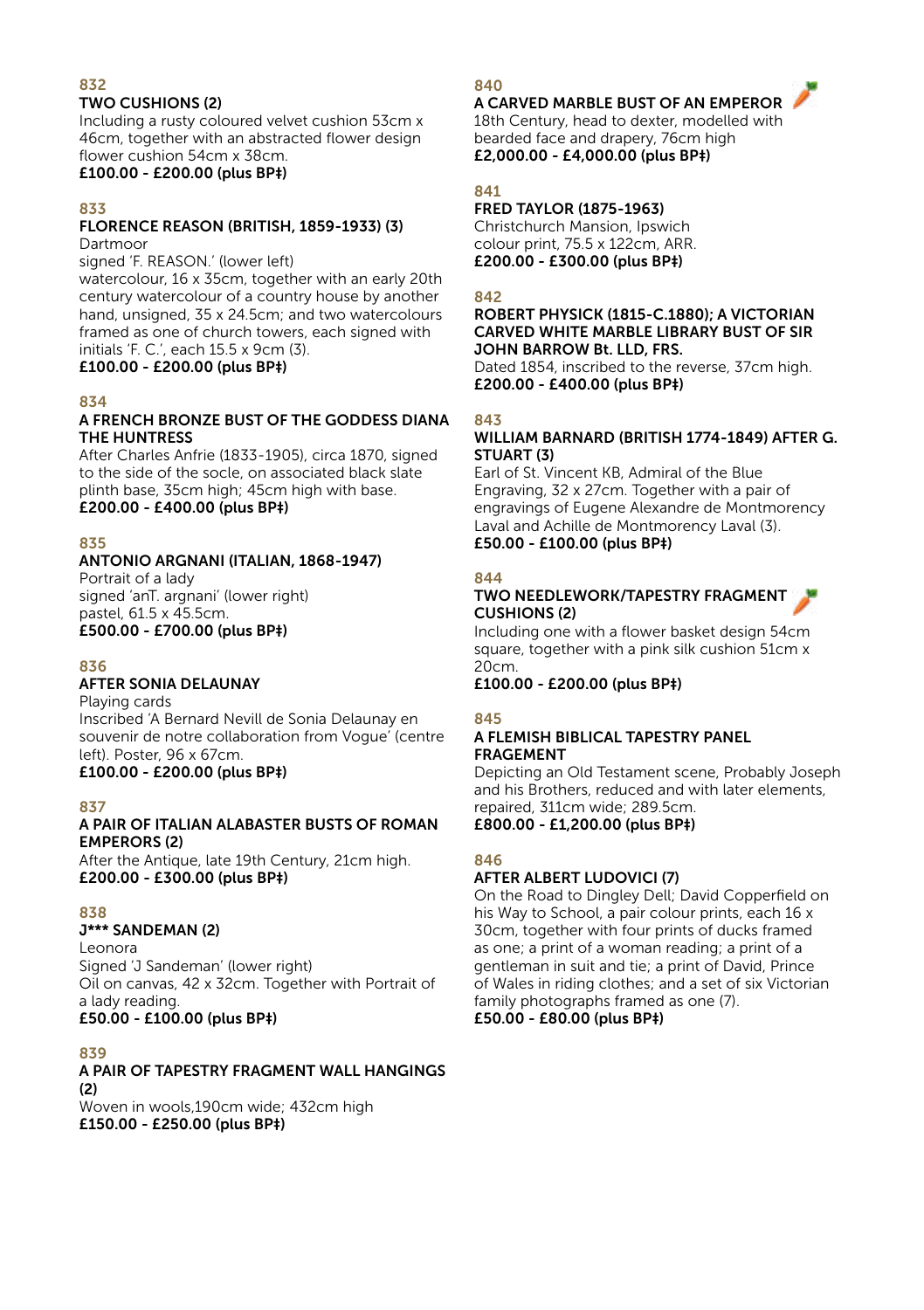832

**TWO CUSHIONS (2)**

Including a rusty coloured velvet cushion 53cm x 46cm, together with an abstracted flower design flower cushion 54cm x 38cm.

**£100.00 - £200.00 (plus BP‡)**

833

**FLORENCE REASON (BRITISH, 1859-1933) (3)**

Dartmoor

signed 'F. REASON.' (lower left)

watercolour, 16 x 35cm, together with an early 20th century watercolour of a country house by another hand, unsigned, 35 x 24.5cm; and two watercolours framed as one of church towers, each signed with initials 'F. C.', each 15.5 x 9cm (3).

**£100.00 - £200.00 (plus BP‡)**

834

**A FRENCH BRONZE BUST OF THE GODDESS DIANA THE HUNTRESS**

After Charles Anfrie (1833-1905), circa 1870, signed to the side of the socle, on associated black slate plinth base, 35cm high; 45cm high with base.

**£200.00 - £400.00 (plus BP‡)**

835

**ANTONIO ARGNANI (ITALIAN, 1868-1947)**

Portrait of a lady

signed 'anT. argnani' (lower right)

pastel, 61.5 x 45.5cm.

**£500.00 - £700.00 (plus BP‡)**

836

**AFTER SONIA DELAUNAY**

Playing cards

Inscribed 'A Bernard Nevill de Sonia Delaunay en souvenir de notre collaboration from Vogue' (centre left). Poster, 96 x 67cm.

**£100.00 - £200.00 (plus BP‡)**

837

**A PAIR OF ITALIAN ALABASTER BUSTS OF ROMAN EMPERORS (2)**

After the Antique, late 19th Century, 21cm high.

**£200.00 - £300.00 (plus BP‡)**

838

**J*** SANDEMAN (2)**

Leonora

Signed 'J Sandeman' (lower right)

Oil on canvas, 42 x 32cm. Together with Portrait of a lady reading.

**£50.00 - £100.00 (plus BP‡)**

839

**A PAIR OF TAPESTRY FRAGMENT WALL HANGINGS (2)**

Woven in wools,190cm wide; 432cm high

**£150.00 - £250.00 (plus BP‡)**

840

**A CARVED MARBLE BUST OF AN EMPEROR**

18th Century, head to dexter, modelled with bearded face and drapery, 76cm high

**£2,000.00 - £4,000.00 (plus BP‡)**

841

**FRED TAYLOR (1875-1963)**

Christchurch Mansion, Ipswich

colour print, 75.5 x 122cm, ARR.

**£200.00 - £300.00 (plus BP‡)**

842

**ROBERT PHYSICK (1815-C.1880); A VICTORIAN CARVED WHITE MARBLE LIBRARY BUST OF SIR JOHN BARROW Bt. LLD, FRS.**

Dated 1854, inscribed to the reverse, 37cm high.

**£200.00 - £400.00 (plus BP‡)**

843

**WILLIAM BARNARD (BRITISH 1774-1849) AFTER G. STUART (3)**

Earl of St. Vincent KB, Admiral of the Blue

Engraving, 32 x 27cm. Together with a pair of engravings of Eugene Alexandre de Montmorency Laval and Achille de Montmorency Laval (3).

**£50.00 - £100.00 (plus BP‡)**

844

**TWO NEEDLEWORK/TAPESTRY FRAGMENT CUSHIONS (2)**

Including one with a flower basket design 54cm square, together with a pink silk cushion 51cm x 20cm.

**£100.00 - £200.00 (plus BP‡)**

845

**A FLEMISH BIBLICAL TAPESTRY PANEL FRAGEMENT**

Depicting an Old Testament scene, Probably Joseph and his Brothers, reduced and with later elements, repaired, 311cm wide; 289.5cm.

**£800.00 - £1,200.00 (plus BP‡)**

846

**AFTER ALBERT LUDOVICI (7)**

On the Road to Dingley Dell; David Copperfield on his Way to School, a pair colour prints, each 16 x 30cm, together with four prints of ducks framed as one; a print of a woman reading; a print of a gentleman in suit and tie; a print of David, Prince of Wales in riding clothes; and a set of six Victorian family photographs framed as one (7).

**£50.00 - £80.00 (plus BP‡)**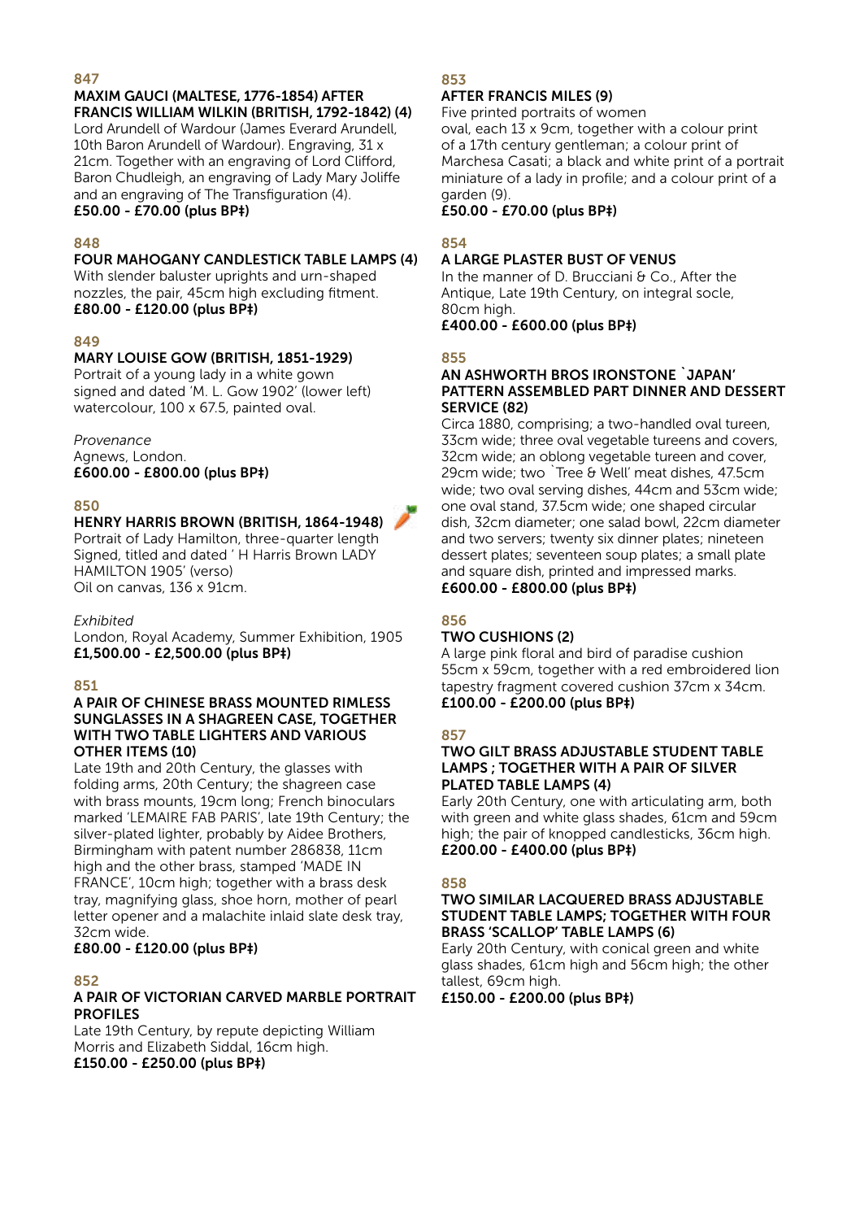### 847

**MAXIM GAUCI (MALTESE, 1776-1854) AFTER FRANCIS WILLIAM WILKIN (BRITISH, 1792-1842) (4)**

Lord Arundell of Wardour (James Everard Arundell, 10th Baron Arundell of Wardour). Engraving, 31 x 21cm. Together with an engraving of Lord Clifford, Baron Chudleigh, an engraving of Lady Mary Joliffe and an engraving of The Transfiguration (4).

**£50.00 - £70.00 (plus BP‡)**

### 848

**FOUR MAHOGANY CANDLESTICK TABLE LAMPS (4)**

With slender baluster uprights and urn-shaped nozzles, the pair, 45cm high excluding fitment.

**£80.00 - £120.00 (plus BP‡)**

### 849

**MARY LOUISE GOW (BRITISH, 1851-1929)**

Portrait of a young lady in a white gown signed and dated 'M. L. Gow 1902' (lower left) watercolour, 100 x 67.5, painted oval.

*Provenance*

Agnews, London.

**£600.00 - £800.00 (plus BP‡)**

### 850

**HENRY HARRIS BROWN (BRITISH, 1864-1948)**

Portrait of Lady Hamilton, three-quarter length Signed, titled and dated ' H Harris Brown LADY HAMILTON 1905' (verso) Oil on canvas, 136 x 91cm.

*Exhibited*

London, Royal Academy, Summer Exhibition, 1905

**£1,500.00 - £2,500.00 (plus BP‡)**

### 851

**A PAIR OF CHINESE BRASS MOUNTED RIMLESS SUNGLASSES IN A SHAGREEN CASE, TOGETHER WITH TWO TABLE LIGHTERS AND VARIOUS OTHER ITEMS (10)**

Late 19th and 20th Century, the glasses with folding arms, 20th Century; the shagreen case with brass mounts, 19cm long; French binoculars marked 'LEMAIRE FAB PARIS', late 19th Century; the silver-plated lighter, probably by Aidee Brothers, Birmingham with patent number 286838, 11cm high and the other brass, stamped 'MADE IN FRANCE', 10cm high; together with a brass desk tray, magnifying glass, shoe horn, mother of pearl letter opener and a malachite inlaid slate desk tray, 32cm wide.

**£80.00 - £120.00 (plus BP‡)**

### 852

**A PAIR OF VICTORIAN CARVED MARBLE PORTRAIT PROFILES**

Late 19th Century, by repute depicting William Morris and Elizabeth Siddal, 16cm high.

**£150.00 - £250.00 (plus BP‡)**

### 853

**AFTER FRANCIS MILES (9)**

Five printed portraits of women oval, each 13 x 9cm, together with a colour print of a 17th century gentleman; a colour print of Marchesa Casati; a black and white print of a portrait miniature of a lady in profile; and a colour print of a garden (9).

**£50.00 - £70.00 (plus BP‡)**

### 854

**A LARGE PLASTER BUST OF VENUS**

In the manner of D. Brucciani & Co., After the Antique, Late 19th Century, on integral socle, 80cm high.

**£400.00 - £600.00 (plus BP‡)**

### 855

**AN ASHWORTH BROS IRONSTONE `JAPAN' PATTERN ASSEMBLED PART DINNER AND DESSERT SERVICE (82)**

Circa 1880, comprising; a two-handled oval tureen, 33cm wide; three oval vegetable tureens and covers, 32cm wide; an oblong vegetable tureen and cover, 29cm wide; two `Tree & Well' meat dishes, 47.5cm wide; two oval serving dishes, 44cm and 53cm wide; one oval stand, 37.5cm wide; one shaped circular dish, 32cm diameter; one salad bowl, 22cm diameter and two servers; twenty six dinner plates; nineteen dessert plates; seventeen soup plates; a small plate and square dish, printed and impressed marks.

**£600.00 - £800.00 (plus BP‡)**

### 856

**TWO CUSHIONS (2)**

A large pink floral and bird of paradise cushion 55cm x 59cm, together with a red embroidered lion tapestry fragment covered cushion 37cm x 34cm.

**£100.00 - £200.00 (plus BP‡)**

### 857

**TWO GILT BRASS ADJUSTABLE STUDENT TABLE LAMPS ; TOGETHER WITH A PAIR OF SILVER PLATED TABLE LAMPS (4)**

Early 20th Century, one with articulating arm, both with green and white glass shades, 61cm and 59cm high; the pair of knopped candlesticks, 36cm high.

**£200.00 - £400.00 (plus BP‡)**

### 858

**TWO SIMILAR LACQUERED BRASS ADJUSTABLE STUDENT TABLE LAMPS; TOGETHER WITH FOUR BRASS 'SCALLOP' TABLE LAMPS (6)**

Early 20th Century, with conical green and white glass shades, 61cm high and 56cm high; the other tallest, 69cm high.

**£150.00 - £200.00 (plus BP‡)**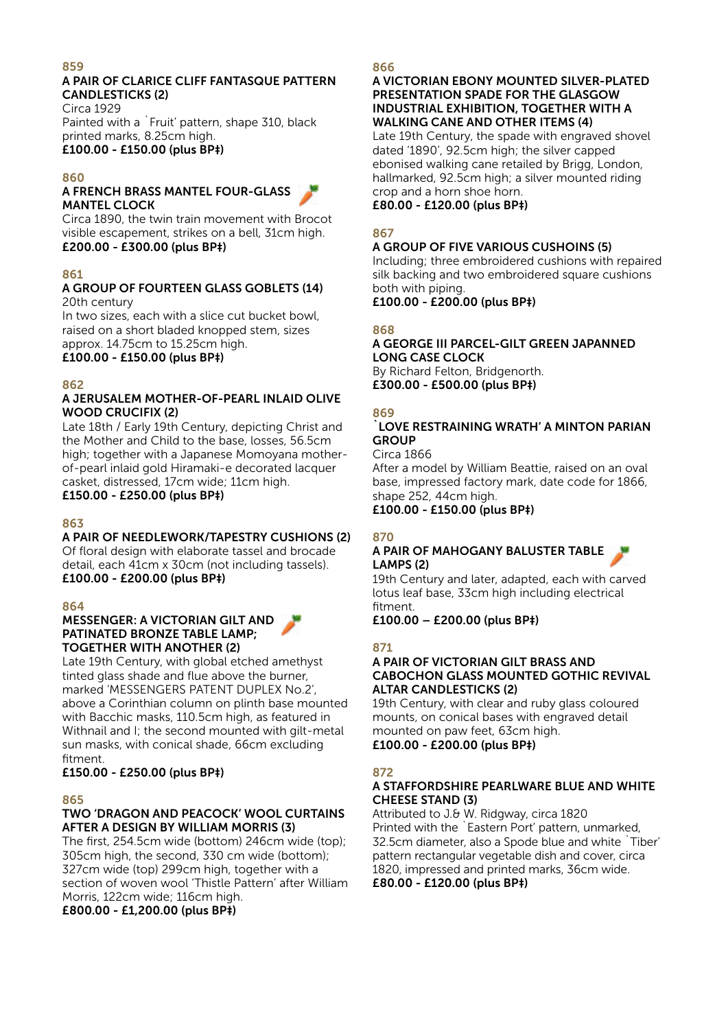859

**A PAIR OF CLARICE CLIFF FANTASQUE PATTERN CANDLESTICKS (2)**

Circa 1929

Painted with a `Fruit' pattern, shape 310, black printed marks, 8.25cm high.

**£100.00 - £150.00 (plus BP‡)**

860

**A FRENCH BRASS MANTEL FOUR-GLASS MANTEL CLOCK**

Circa 1890, the twin train movement with Brocot visible escapement, strikes on a bell, 31cm high.

**£200.00 - £300.00 (plus BP‡)**

861

**A GROUP OF FOURTEEN GLASS GOBLETS (14)**

20th century

In two sizes, each with a slice cut bucket bowl, raised on a short bladed knopped stem, sizes approx. 14.75cm to 15.25cm high.

**£100.00 - £150.00 (plus BP‡)**

862

**A JERUSALEM MOTHER-OF-PEARL INLAID OLIVE WOOD CRUCIFIX (2)**

Late 18th / Early 19th Century, depicting Christ and the Mother and Child to the base, losses, 56.5cm high; together with a Japanese Momoyana mother-of-pearl inlaid gold Hiramaki-e decorated lacquer casket, distressed, 17cm wide; 11cm high.

**£150.00 - £250.00 (plus BP‡)**

863

**A PAIR OF NEEDLEWORK/TAPESTRY CUSHIONS (2)**

Of floral design with elaborate tassel and brocade detail, each 41cm x 30cm (not including tassels).

**£100.00 - £200.00 (plus BP‡)**

864

**MESSENGER: A VICTORIAN GILT AND PATINATED BRONZE TABLE LAMP; TOGETHER WITH ANOTHER (2)**

Late 19th Century, with global etched amethyst tinted glass shade and flue above the burner, marked 'MESSENGERS PATENT DUPLEX No.2', above a Corinthian column on plinth base mounted with Bacchic masks, 110.5cm high, as featured in Withnail and I; the second mounted with gilt-metal sun masks, with conical shade, 66cm excluding fitment.

**£150.00 - £250.00 (plus BP‡)**

865

**TWO 'DRAGON AND PEACOCK' WOOL CURTAINS AFTER A DESIGN BY WILLIAM MORRIS (3)**

The first, 254.5cm wide (bottom) 246cm wide (top); 305cm high, the second, 330 cm wide (bottom); 327cm wide (top) 299cm high, together with a section of woven wool 'Thistle Pattern' after William Morris, 122cm wide; 116cm high.

**£800.00 - £1,200.00 (plus BP‡)**

866

**A VICTORIAN EBONY MOUNTED SILVER-PLATED PRESENTATION SPADE FOR THE GLASGOW INDUSTRIAL EXHIBITION, TOGETHER WITH A WALKING CANE AND OTHER ITEMS (4)**

Late 19th Century, the spade with engraved shovel dated '1890', 92.5cm high; the silver capped ebonised walking cane retailed by Brigg, London, hallmarked, 92.5cm high; a silver mounted riding crop and a horn shoe horn.

**£80.00 - £120.00 (plus BP‡)**

867

**A GROUP OF FIVE VARIOUS CUSHOINS (5)**

Including; three embroidered cushions with repaired silk backing and two embroidered square cushions both with piping.

**£100.00 - £200.00 (plus BP‡)**

868

**A GEORGE III PARCEL-GILT GREEN JAPANNED LONG CASE CLOCK**

By Richard Felton, Bridgenorth.

**£300.00 - £500.00 (plus BP‡)**

869

**`LOVE RESTRAINING WRATH' A MINTON PARIAN GROUP**

Circa 1866

After a model by William Beattie, raised on an oval base, impressed factory mark, date code for 1866, shape 252, 44cm high.

**£100.00 - £150.00 (plus BP‡)**

870

**A PAIR OF MAHOGANY BALUSTER TABLE LAMPS (2)**

19th Century and later, adapted, each with carved lotus leaf base, 33cm high including electrical fitment.

**£100.00 – £200.00 (plus BP‡)**

871

**A PAIR OF VICTORIAN GILT BRASS AND CABOCHON GLASS MOUNTED GOTHIC REVIVAL ALTAR CANDLESTICKS (2)**

19th Century, with clear and ruby glass coloured mounts, on conical bases with engraved detail mounted on paw feet, 63cm high.

**£100.00 - £200.00 (plus BP‡)**

872

**A STAFFORDSHIRE PEARLWARE BLUE AND WHITE CHEESE STAND (3)**

Attributed to J.& W. Ridgway, circa 1820

Printed with the `Eastern Port' pattern, unmarked, 32.5cm diameter, also a Spode blue and white `Tiber' pattern rectangular vegetable dish and cover, circa 1820, impressed and printed marks, 36cm wide.

**£80.00 - £120.00 (plus BP‡)**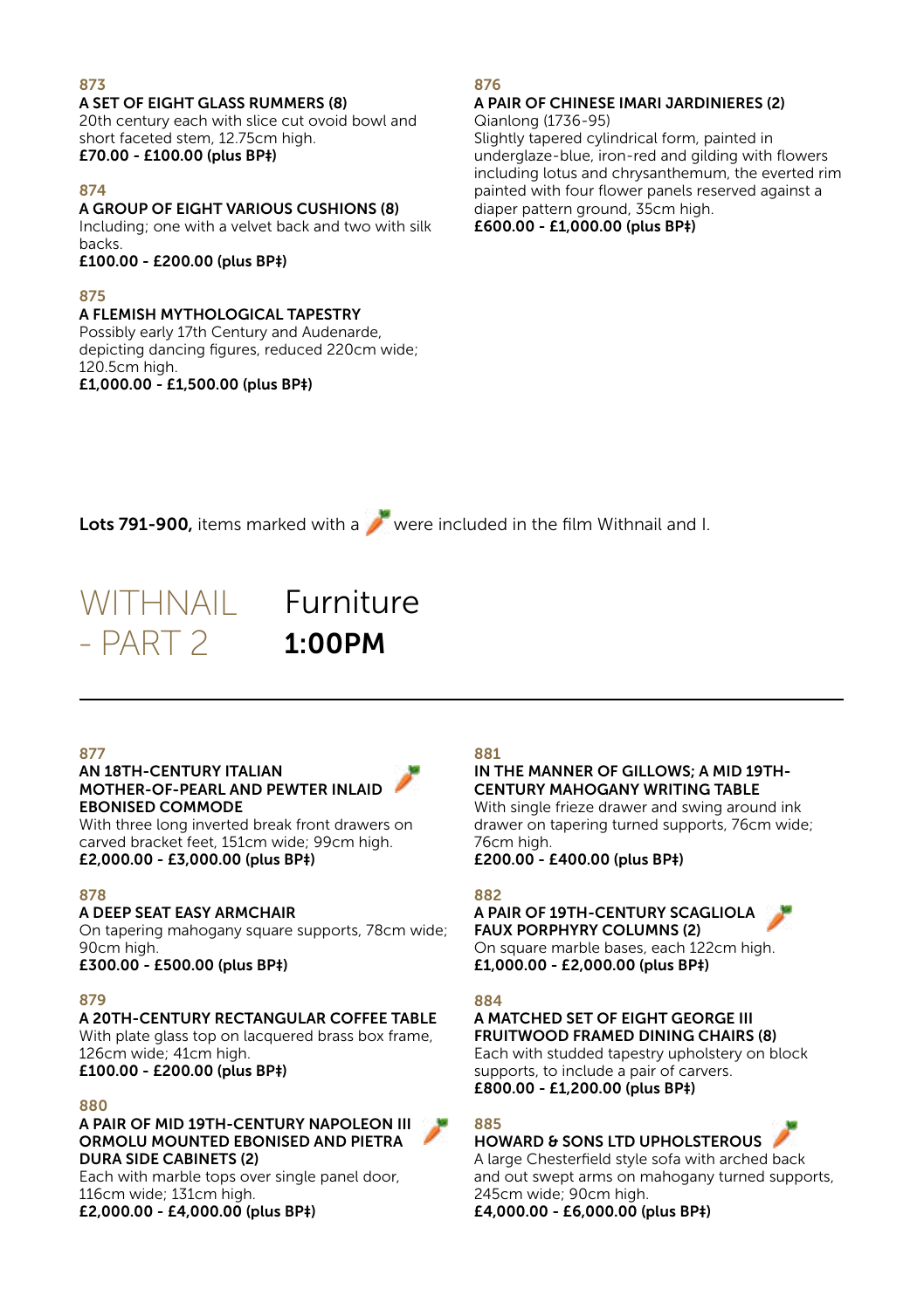**873**

**A SET OF EIGHT GLASS RUMMERS (8)**
20th century each with slice cut ovoid bowl and short faceted stem, 12.75cm high.
**£70.00 - £100.00 (plus BP‡)**

**874**

**A GROUP OF EIGHT VARIOUS CUSHIONS (8)**
Including; one with a velvet back and two with silk backs.
**£100.00 - £200.00 (plus BP‡)**

**875**

**A FLEMISH MYTHOLOGICAL TAPESTRY**
Possibly early 17th Century and Audenarde, depicting dancing figures, reduced 220cm wide; 120.5cm high.
**£1,000.00 - £1,500.00 (plus BP‡)**

**876**

**A PAIR OF CHINESE IMARI JARDINIERES (2)**
Qianlong (1736-95)
Slightly tapered cylindrical form, painted in underglaze-blue, iron-red and gilding with flowers including lotus and chrysanthemum, the everted rim painted with four flower panels reserved against a diaper pattern ground, 35cm high.
**£600.00 - £1,000.00 (plus BP‡)**

**Lots 791-900,** items marked with a 🥕 were included in the film Withnail and I.

# WITHNAIL - PART 2

## Furniture

## 1:00PM

---

**877**

**AN 18TH-CENTURY ITALIAN MOTHER-OF-PEARL AND PEWTER INLAID EBONISED COMMODE** 🥕
With three long inverted break front drawers on carved bracket feet, 151cm wide; 99cm high.
**£2,000.00 - £3,000.00 (plus BP‡)**

**878**

**A DEEP SEAT EASY ARMCHAIR**
On tapering mahogany square supports, 78cm wide; 90cm high.
**£300.00 - £500.00 (plus BP‡)**

**879**

**A 20TH-CENTURY RECTANGULAR COFFEE TABLE**
With plate glass top on lacquered brass box frame, 126cm wide; 41cm high.
**£100.00 - £200.00 (plus BP‡)**

**880**

**A PAIR OF MID 19TH-CENTURY NAPOLEON III ORMOLU MOUNTED EBONISED AND PIETRA DURA SIDE CABINETS (2)** 🥕
Each with marble tops over single panel door, 116cm wide; 131cm high.
**£2,000.00 - £4,000.00 (plus BP‡)**

**881**

**IN THE MANNER OF GILLOWS; A MID 19TH-CENTURY MAHOGANY WRITING TABLE**
With single frieze drawer and swing around ink drawer on tapering turned supports, 76cm wide; 76cm high.
**£200.00 - £400.00 (plus BP‡)**

**882**

**A PAIR OF 19TH-CENTURY SCAGLIOLA FAUX PORPHYRY COLUMNS (2)** 🥕
On square marble bases, each 122cm high.
**£1,000.00 - £2,000.00 (plus BP‡)**

**884**

**A MATCHED SET OF EIGHT GEORGE III FRUITWOOD FRAMED DINING CHAIRS (8)**
Each with studded tapestry upholstery on block supports, to include a pair of carvers.
**£800.00 - £1,200.00 (plus BP‡)**

**885**

**HOWARD & SONS LTD UPHOLSTEROUS** 🥕
A large Chesterfield style sofa with arched back and out swept arms on mahogany turned supports, 245cm wide; 90cm high.
**£4,000.00 - £6,000.00 (plus BP‡)**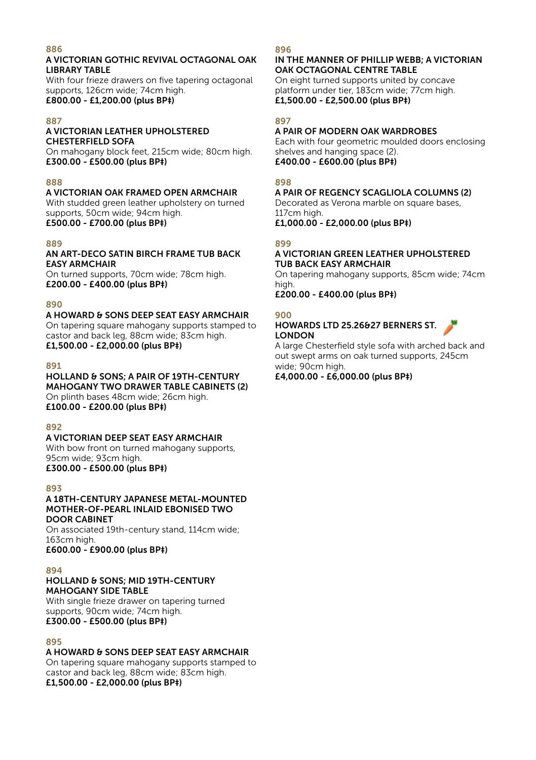886

**A VICTORIAN GOTHIC REVIVAL OCTAGONAL OAK LIBRARY TABLE**

With four frieze drawers on five tapering octagonal supports, 126cm wide; 74cm high.

**£800.00 - £1,200.00 (plus BP‡)**

887

**A VICTORIAN LEATHER UPHOLSTERED CHESTERFIELD SOFA**

On mahogany block feet, 215cm wide; 80cm high.

**£300.00 - £500.00 (plus BP‡)**

888

**A VICTORIAN OAK FRAMED OPEN ARMCHAIR**

With studded green leather upholstery on turned supports, 50cm wide; 94cm high.

**£500.00 - £700.00 (plus BP‡)**

889

**AN ART-DECO SATIN BIRCH FRAME TUB BACK EASY ARMCHAIR**

On turned supports, 70cm wide; 78cm high.

**£200.00 - £400.00 (plus BP‡)**

890

**A HOWARD & SONS DEEP SEAT EASY ARMCHAIR**

On tapering square mahogany supports stamped to castor and back leg, 88cm wide; 83cm high.

**£1,500.00 - £2,000.00 (plus BP‡)**

891

**HOLLAND & SONS; A PAIR OF 19TH-CENTURY MAHOGANY TWO DRAWER TABLE CABINETS (2)**

On plinth bases 48cm wide; 26cm high.

**£100.00 - £200.00 (plus BP‡)**

892

**A VICTORIAN DEEP SEAT EASY ARMCHAIR**

With bow front on turned mahogany supports, 95cm wide; 93cm high.

**£300.00 - £500.00 (plus BP‡)**

893

**A 18TH-CENTURY JAPANESE METAL-MOUNTED MOTHER-OF-PEARL INLAID EBONISED TWO DOOR CABINET**

On associated 19th-century stand, 114cm wide; 163cm high.

**£600.00 - £900.00 (plus BP‡)**

894

**HOLLAND & SONS; MID 19TH-CENTURY MAHOGANY SIDE TABLE**

With single frieze drawer on tapering turned supports, 90cm wide; 74cm high.

**£300.00 - £500.00 (plus BP‡)**

895

**A HOWARD & SONS DEEP SEAT EASY ARMCHAIR**

On tapering square mahogany supports stamped to castor and back leg, 88cm wide; 83cm high.

**£1,500.00 - £2,000.00 (plus BP‡)**

896

**IN THE MANNER OF PHILLIP WEBB; A VICTORIAN OAK OCTAGONAL CENTRE TABLE**

On eight turned supports united by concave platform under tier, 183cm wide; 77cm high.

**£1,500.00 - £2,500.00 (plus BP‡)**

897

**A PAIR OF MODERN OAK WARDROBES**

Each with four geometric moulded doors enclosing shelves and hanging space (2).

**£400.00 - £600.00 (plus BP‡)**

898

**A PAIR OF REGENCY SCAGLIOLA COLUMNS (2)**

Decorated as Verona marble on square bases, 117cm high.

**£1,000.00 - £2,000.00 (plus BP‡)**

899

**A VICTORIAN GREEN LEATHER UPHOLSTERED TUB BACK EASY ARMCHAIR**

On tapering mahogany supports, 85cm wide; 74cm high.

**£200.00 - £400.00 (plus BP‡)**

900

**HOWARDS LTD 25.26&27 BERNERS ST. LONDON**

A large Chesterfield style sofa with arched back and out swept arms on oak turned supports, 245cm wide; 90cm high.

**£4,000.00 - £6,000.00 (plus BP‡)**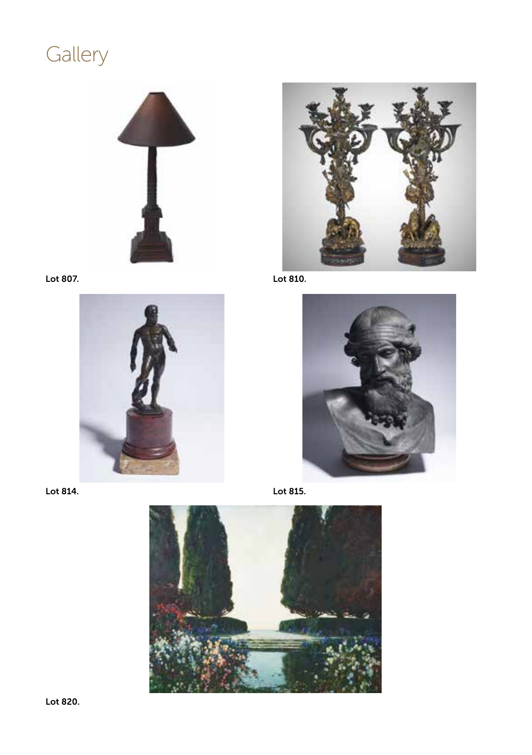# Gallery

Lot 807.

Lot 810.

Lot 814.

Lot 815.

Lot 820.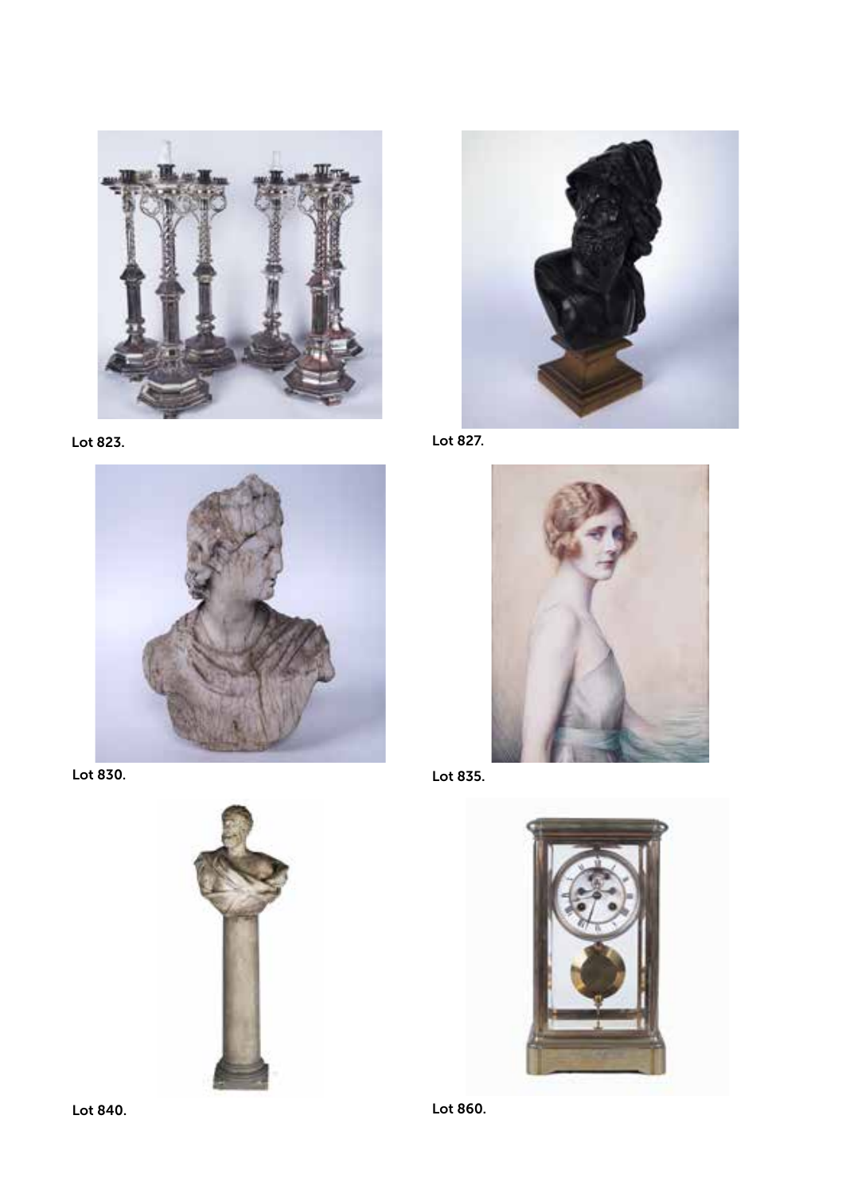Lot 823.

Lot 827.

Lot 830.

Lot 835.

Lot 840.

Lot 860.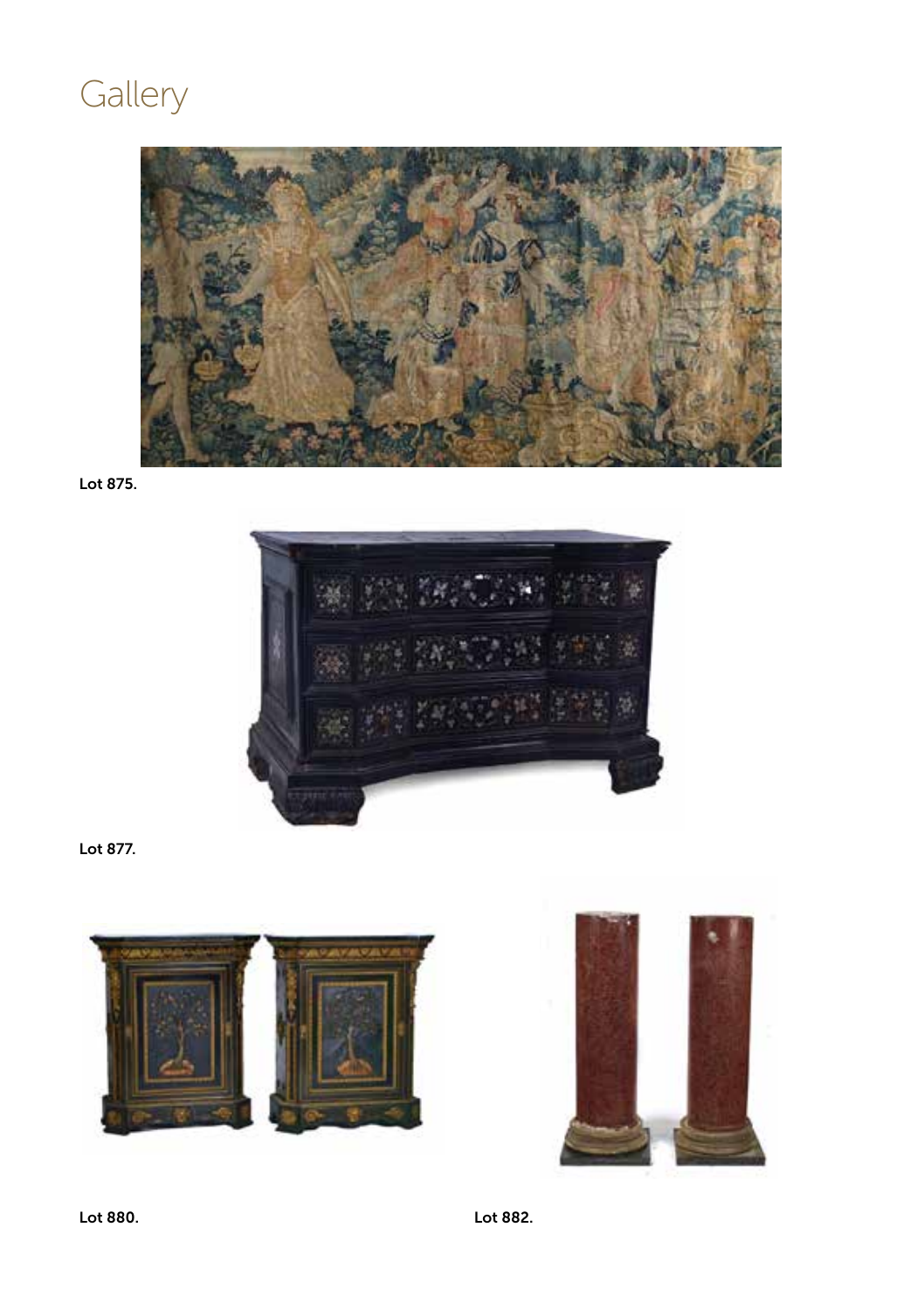# Gallery

Lot 875.

Lot 877.

Lot 880.

Lot 882.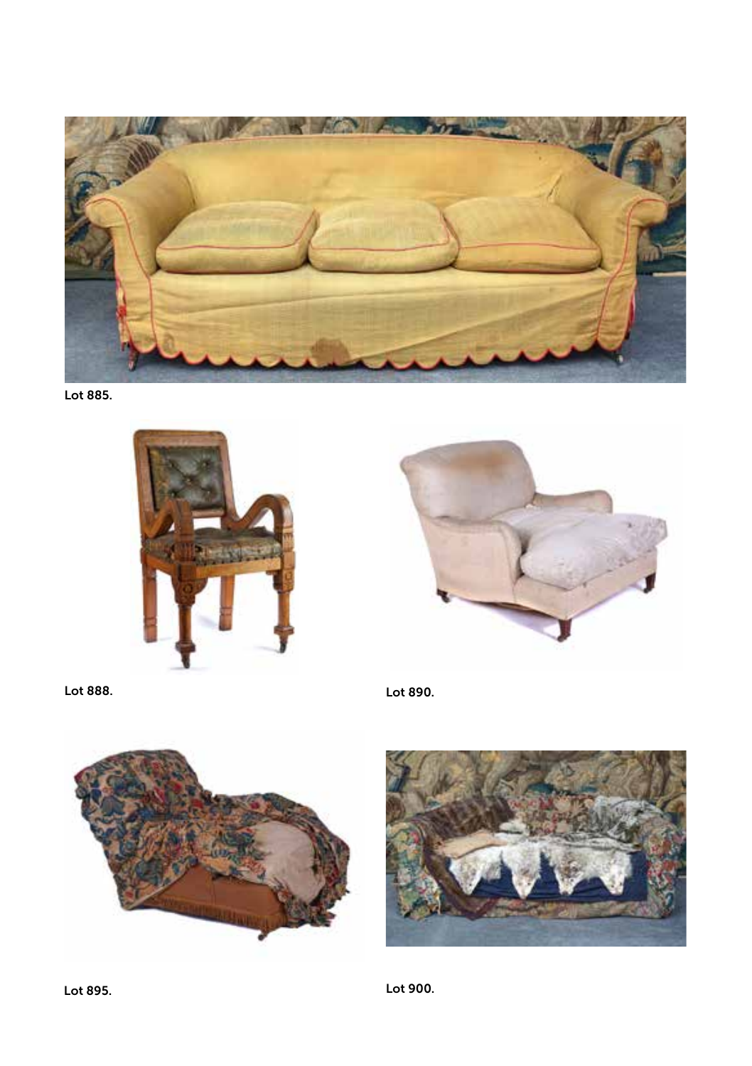Lot 885.

Lot 888.

Lot 890.

Lot 895.

Lot 900.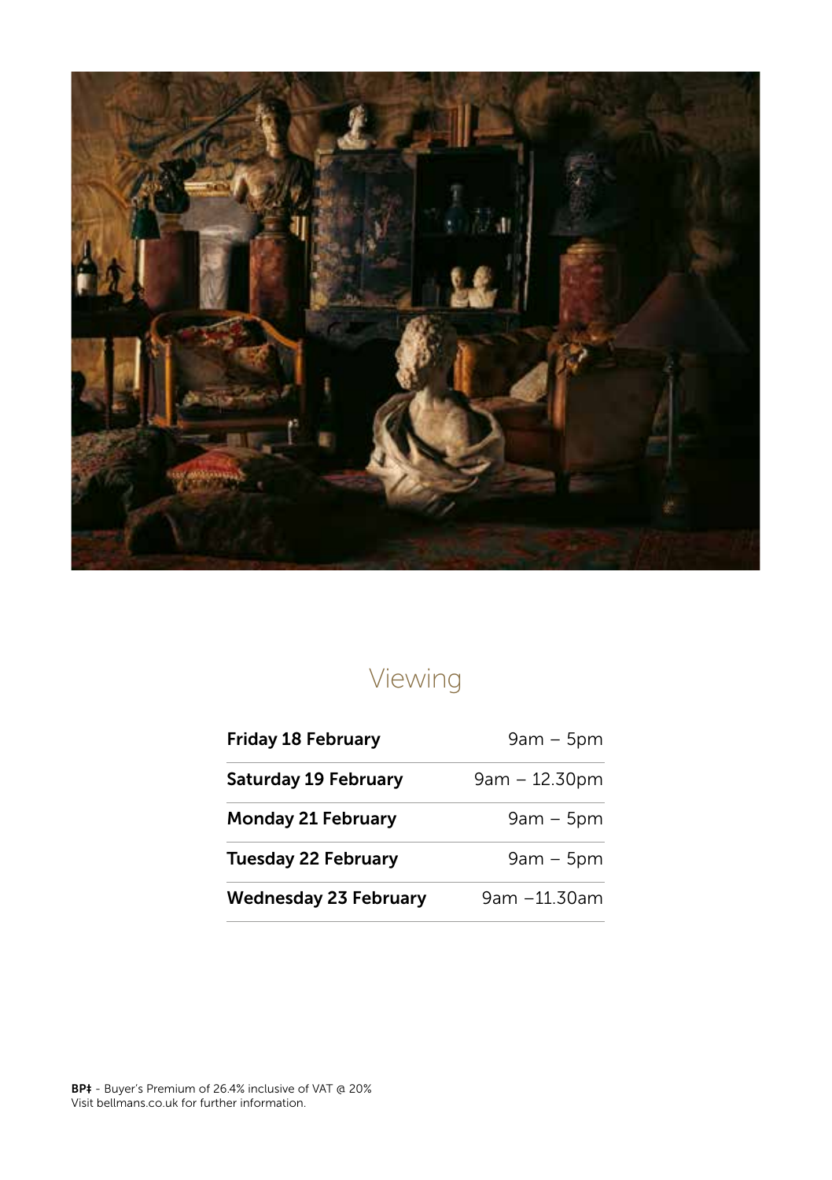# Viewing

| | |
|---|---|
| **Friday 18 February** | 9am – 5pm |
| **Saturday 19 February** | 9am – 12.30pm |
| **Monday 21 February** | 9am – 5pm |
| **Tuesday 22 February** | 9am – 5pm |
| **Wednesday 23 February** | 9am –11.30am |

**BP‡** - Buyer's Premium of 26.4% inclusive of VAT @ 20%
Visit bellmans.co.uk for further information.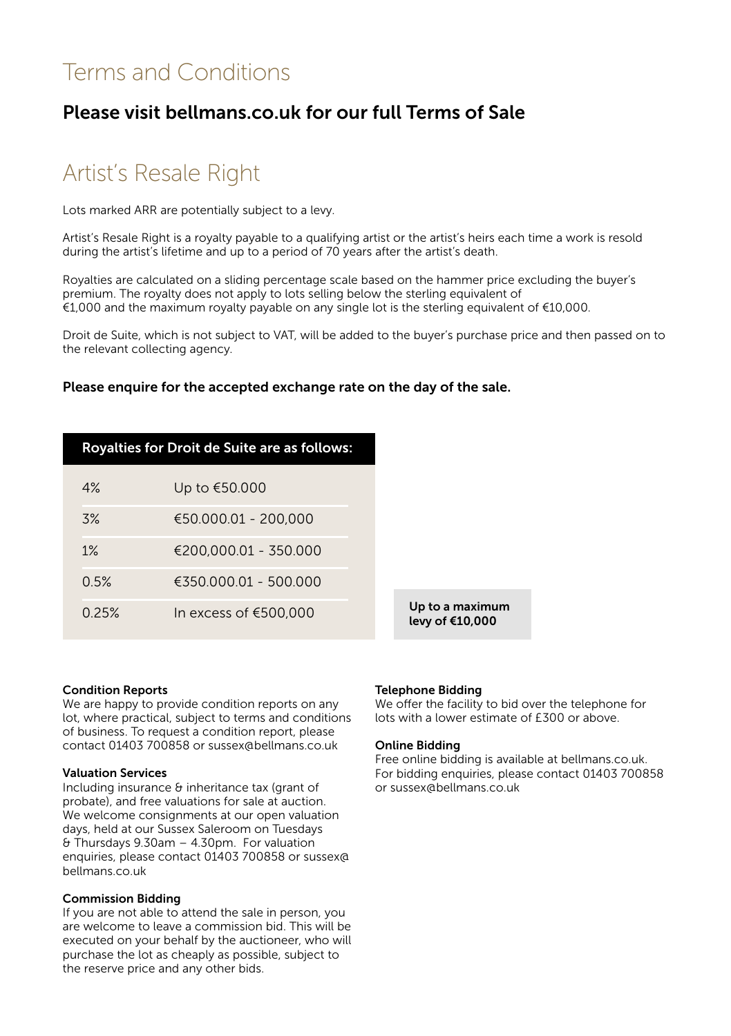# Terms and Conditions

## Please visit bellmans.co.uk for our full Terms of Sale

# Artist's Resale Right

Lots marked ARR are potentially subject to a levy.

Artist's Resale Right is a royalty payable to a qualifying artist or the artist's heirs each time a work is resold during the artist's lifetime and up to a period of 70 years after the artist's death.

Royalties are calculated on a sliding percentage scale based on the hammer price excluding the buyer's premium. The royalty does not apply to lots selling below the sterling equivalent of €1,000 and the maximum royalty payable on any single lot is the sterling equivalent of €10,000.

Droit de Suite, which is not subject to VAT, will be added to the buyer's purchase price and then passed on to the relevant collecting agency.

**Please enquire for the accepted exchange rate on the day of the sale.**

| Royalties for Droit de Suite are as follows: | |
|---|---|
| 4% | Up to €50.000 |
| 3% | €50.000.01 - 200,000 |
| 1% | €200,000.01 - 350.000 |
| 0.5% | €350.000.01 - 500.000 |
| 0.25% | In excess of €500,000 |

**Up to a maximum levy of €10,000**

**Condition Reports**
We are happy to provide condition reports on any lot, where practical, subject to terms and conditions of business. To request a condition report, please contact 01403 700858 or sussex@bellmans.co.uk

**Valuation Services**
Including insurance & inheritance tax (grant of probate), and free valuations for sale at auction. We welcome consignments at our open valuation days, held at our Sussex Saleroom on Tuesdays & Thursdays 9.30am – 4.30pm. For valuation enquiries, please contact 01403 700858 or sussex@bellmans.co.uk

**Commission Bidding**
If you are not able to attend the sale in person, you are welcome to leave a commission bid. This will be executed on your behalf by the auctioneer, who will purchase the lot as cheaply as possible, subject to the reserve price and any other bids.

**Telephone Bidding**
We offer the facility to bid over the telephone for lots with a lower estimate of £300 or above.

**Online Bidding**
Free online bidding is available at bellmans.co.uk. For bidding enquiries, please contact 01403 700858 or sussex@bellmans.co.uk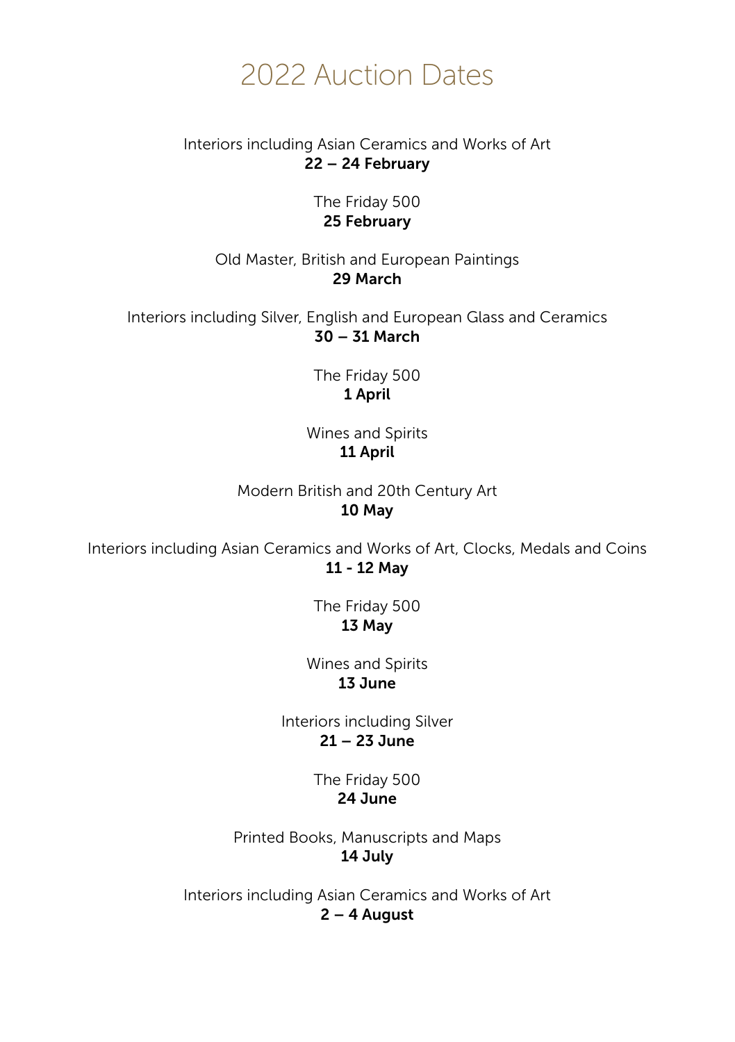# 2022 Auction Dates

Interiors including Asian Ceramics and Works of Art
**22 – 24 February**

The Friday 500
**25 February**

Old Master, British and European Paintings
**29 March**

Interiors including Silver, English and European Glass and Ceramics
**30 – 31 March**

The Friday 500
**1 April**

Wines and Spirits
**11 April**

Modern British and 20th Century Art
**10 May**

Interiors including Asian Ceramics and Works of Art, Clocks, Medals and Coins
**11 - 12 May**

The Friday 500
**13 May**

Wines and Spirits
**13 June**

Interiors including Silver
**21 – 23 June**

The Friday 500
**24 June**

Printed Books, Manuscripts and Maps
**14 July**

Interiors including Asian Ceramics and Works of Art
**2 – 4 August**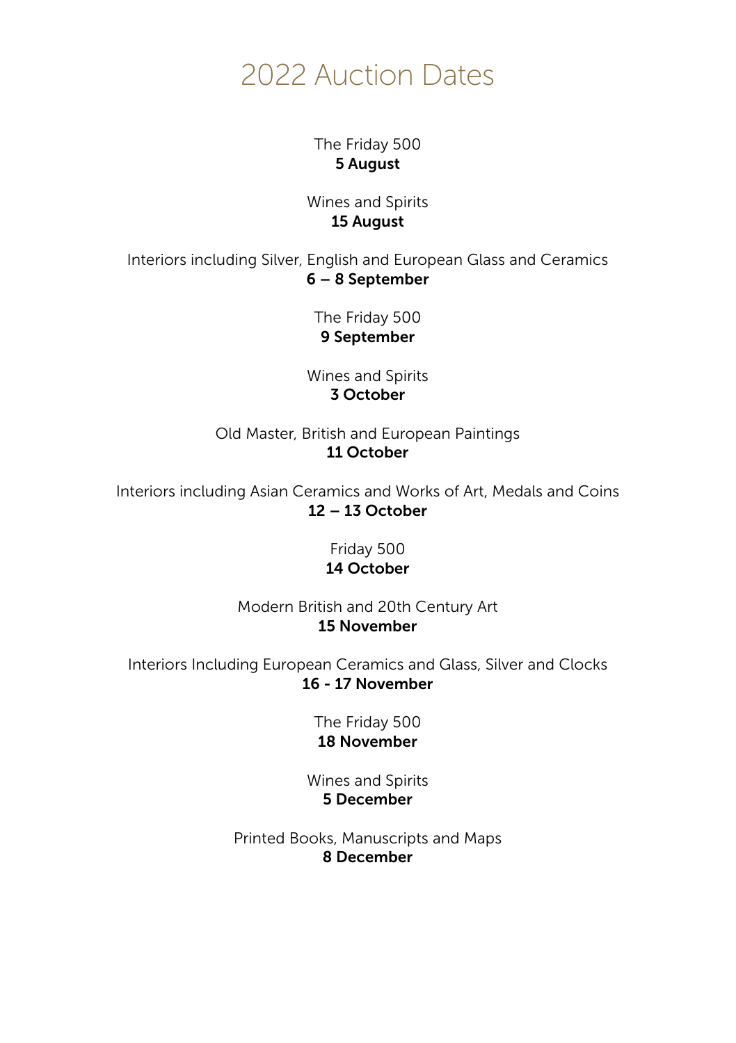# 2022 Auction Dates

The Friday 500
**5 August**

Wines and Spirits
**15 August**

Interiors including Silver, English and European Glass and Ceramics
**6 – 8 September**

The Friday 500
**9 September**

Wines and Spirits
**3 October**

Old Master, British and European Paintings
**11 October**

Interiors including Asian Ceramics and Works of Art, Medals and Coins
**12 – 13 October**

Friday 500
**14 October**

Modern British and 20th Century Art
**15 November**

Interiors Including European Ceramics and Glass, Silver and Clocks
**16 - 17 November**

The Friday 500
**18 November**

Wines and Spirits
**5 December**

Printed Books, Manuscripts and Maps
**8 December**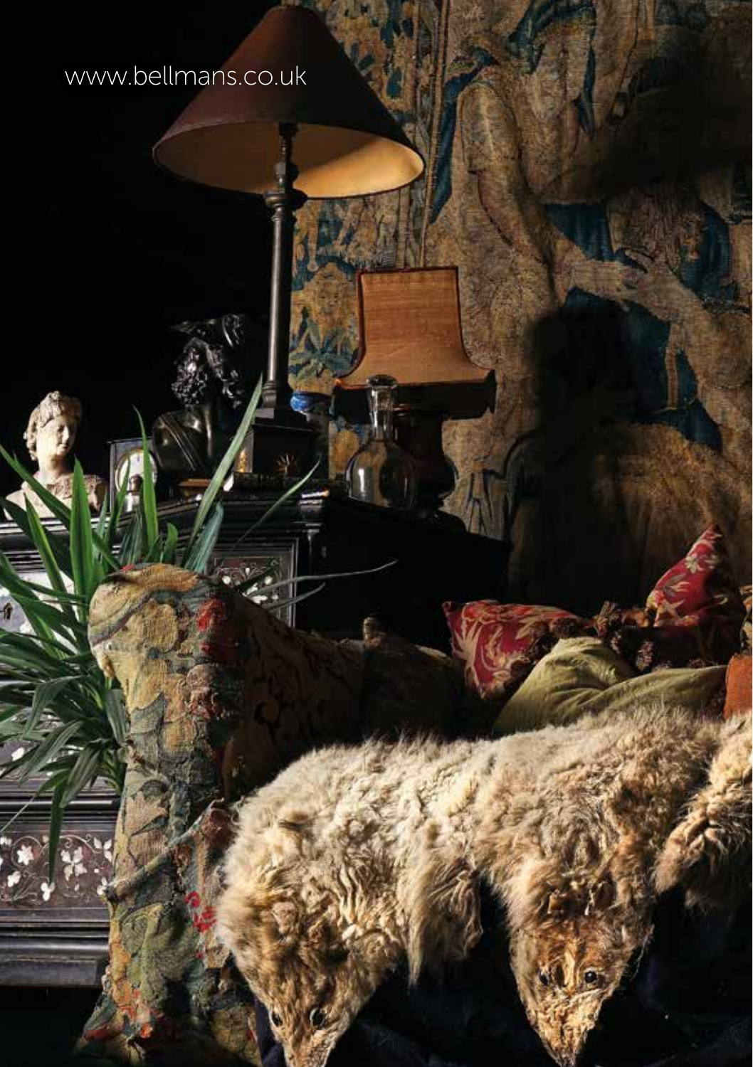www.bellmans.co.uk